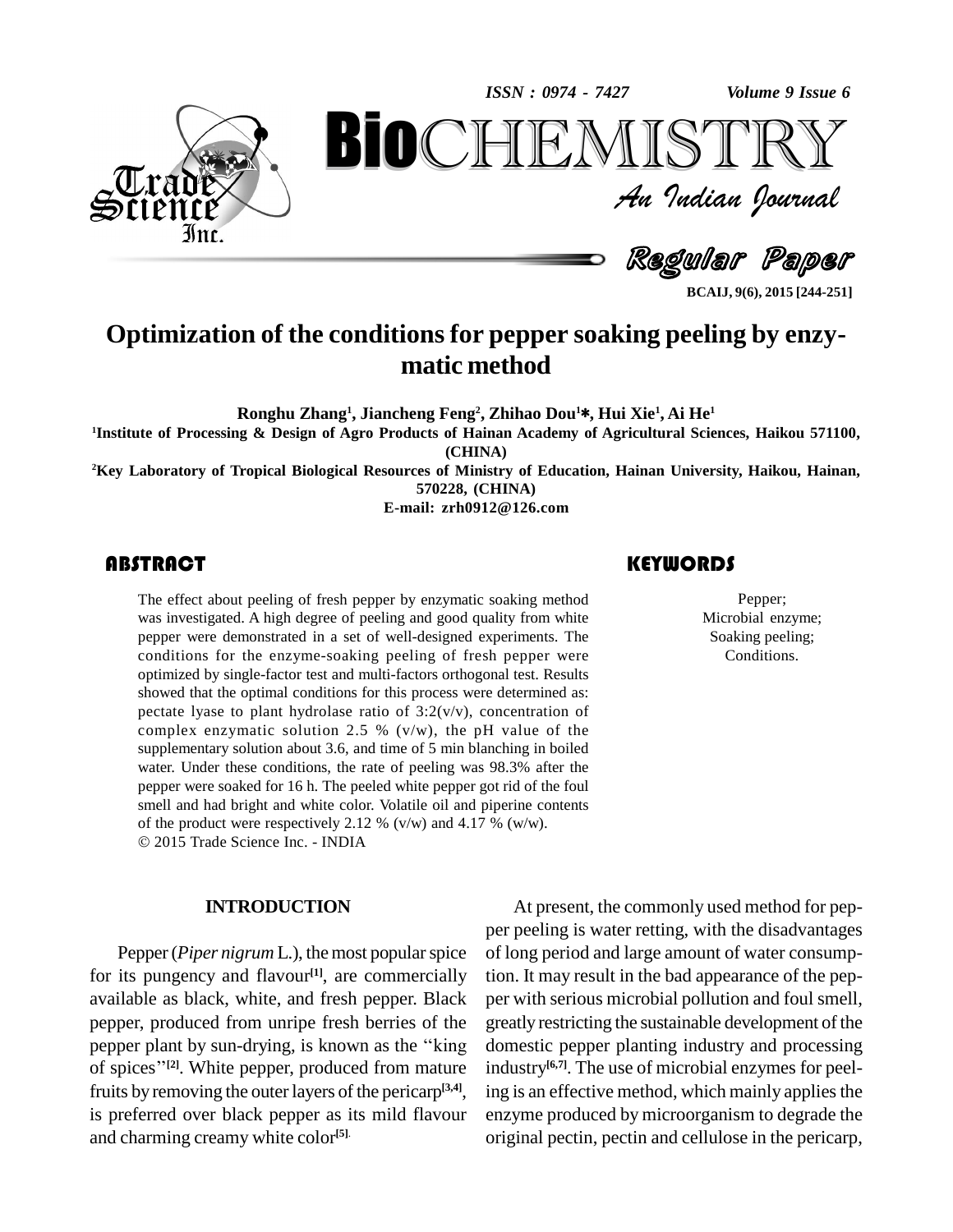# Optimization of the conditions for pepper soaking peeling by enzymatic method

**Ronghu Zhang[1], Jiancheng Feng[2], Zhihao Dou[1]*, Hui Xie[1], Ai He[1]**

[1]Institute of Processing & Design of Agro Products of Hainan Academy of Agricultural Sciences, Haikou 571100, (CHINA)

[2]Key Laboratory of Tropical Biological Resources of Ministry of Education, Hainan University, Haikou, Hainan, 570228, (CHINA)

E-mail: zrh0912@126.com

## ABSTRACT

The effect about peeling of fresh pepper by enzymatic soaking method was investigated. A high degree of peeling and good quality from white pepper were demonstrated in a set of well-designed experiments. The conditions for the enzyme-soaking peeling of fresh pepper were optimized by single-factor test and multi-factors orthogonal test. Results showed that the optimal conditions for this process were determined as: pectate lyase to plant hydrolase ratio of 3:2(v/v), concentration of complex enzymatic solution 2.5 % (v/w), the pH value of the supplementary solution about 3.6, and time of 5 min blanching in boiled water. Under these conditions, the rate of peeling was 98.3% after the pepper were soaked for 16 h. The peeled white pepper got rid of the foul smell and had bright and white color. Volatile oil and piperine contents of the product were respectively 2.12 % (v/w) and 4.17 % (w/w).

© 2015 Trade Science Inc. - INDIA

## KEYWORDS

Pepper;
Microbial enzyme;
Soaking peeling;
Conditions.

## INTRODUCTION

Pepper (*Piper nigrum* L.), the most popular spice for its pungency and flavour[1], are commercially available as black, white, and fresh pepper. Black pepper, produced from unripe fresh berries of the pepper plant by sun-drying, is known as the "king of spices"[2]. White pepper, produced from mature fruits by removing the outer layers of the pericarp[3,4], is preferred over black pepper as its mild flavour and charming creamy white color[5].

At present, the commonly used method for pepper peeling is water retting, with the disadvantages of long period and large amount of water consumption. It may result in the bad appearance of the pepper with serious microbial pollution and foul smell, greatly restricting the sustainable development of the domestic pepper planting industry and processing industry[6,7]. The use of microbial enzymes for peeling is an effective method, which mainly applies the enzyme produced by microorganism to degrade the original pectin, pectin and cellulose in the pericarp,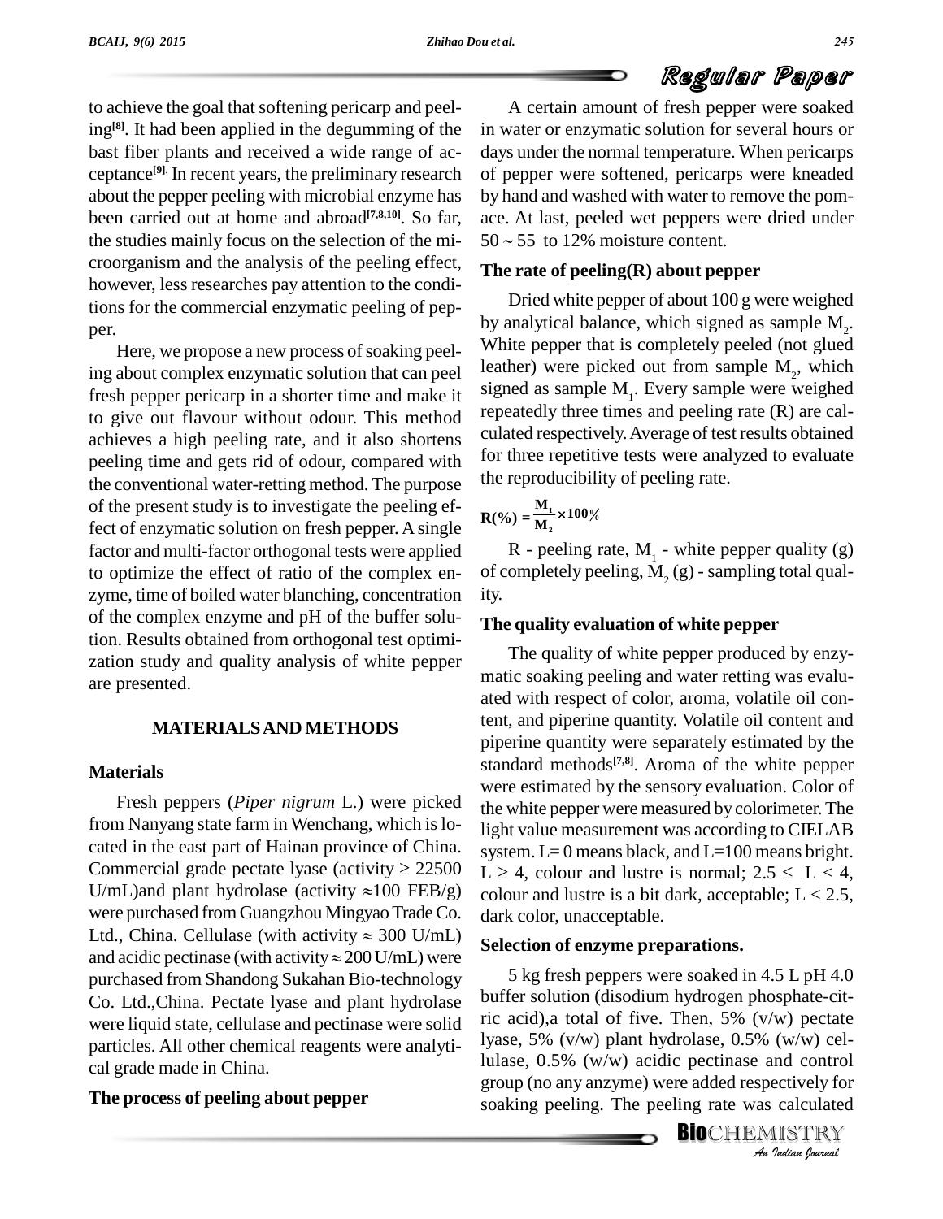to achieve the goal that softening pericarp and peeling[8]. It had been applied in the degumming of the bast fiber plants and received a wide range of acceptance[9]. In recent years, the preliminary research about the pepper peeling with microbial enzyme has been carried out at home and abroad[7,8,10]. So far, the studies mainly focus on the selection of the microorganism and the analysis of the peeling effect, however, less researches pay attention to the conditions for the commercial enzymatic peeling of pepper.

Here, we propose a new process of soaking peeling about complex enzymatic solution that can peel fresh pepper pericarp in a shorter time and make it to give out flavour without odour. This method achieves a high peeling rate, and it also shortens peeling time and gets rid of odour, compared with the conventional water-retting method. The purpose of the present study is to investigate the peeling effect of enzymatic solution on fresh pepper. A single factor and multi-factor orthogonal tests were applied to optimize the effect of ratio of the complex enzyme, time of boiled water blanching, concentration of the complex enzyme and pH of the buffer solution. Results obtained from orthogonal test optimization study and quality analysis of white pepper are presented.

## MATERIALS AND METHODS

### Materials

Fresh peppers (*Piper nigrum* L.) were picked from Nanyang state farm in Wenchang, which is located in the east part of Hainan province of China. Commercial grade pectate lyase (activity ≥ 22500 U/mL)and plant hydrolase (activity ≈100 FEB/g) were purchased from Guangzhou Mingyao Trade Co. Ltd., China. Cellulase (with activity ≈ 300 U/mL) and acidic pectinase (with activity ≈ 200 U/mL) were purchased from Shandong Sukahan Bio-technology Co. Ltd.,China. Pectate lyase and plant hydrolase were liquid state, cellulase and pectinase were solid particles. All other chemical reagents were analytical grade made in China.

### The process of peeling about pepper

A certain amount of fresh pepper were soaked in water or enzymatic solution for several hours or days under the normal temperature. When pericarps of pepper were softened, pericarps were kneaded by hand and washed with water to remove the pomace. At last, peeled wet peppers were dried under 50 ~ 55 to 12% moisture content.

### The rate of peeling(R) about pepper

Dried white pepper of about 100 g were weighed by analytical balance, which signed as sample $M_2$. White pepper that is completely peeled (not glued leather) were picked out from sample $M_2$, which signed as sample $M_1$. Every sample were weighed repeatedly three times and peeling rate (R) are calculated respectively. Average of test results obtained for three repetitive tests were analyzed to evaluate the reproducibility of peeling rate.

$$R(\%) = \frac{M_1}{M_2} \times 100\%$$

R - peeling rate, $M_1$ - white pepper quality (g) of completely peeling, $M_2$ (g) - sampling total quality.

### The quality evaluation of white pepper

The quality of white pepper produced by enzymatic soaking peeling and water retting was evaluated with respect of color, aroma, volatile oil content, and piperine quantity. Volatile oil content and piperine quantity were separately estimated by the standard methods[7,8]. Aroma of the white pepper were estimated by the sensory evaluation. Color of the white pepper were measured by colorimeter. The light value measurement was according to CIELAB system. L= 0 means black, and L=100 means bright. L ≥ 4, colour and lustre is normal; 2.5 ≤ L < 4, colour and lustre is a bit dark, acceptable; L < 2.5, dark color, unacceptable.

### Selection of enzyme preparations.

5 kg fresh peppers were soaked in 4.5 L pH 4.0 buffer solution (disodium hydrogen phosphate-citric acid),a total of five. Then, 5% (v/w) pectate lyase, 5% (v/w) plant hydrolase, 0.5% (w/w) cellulase, 0.5% (w/w) acidic pectinase and control group (no any anzyme) were added respectively for soaking peeling. The peeling rate was calculated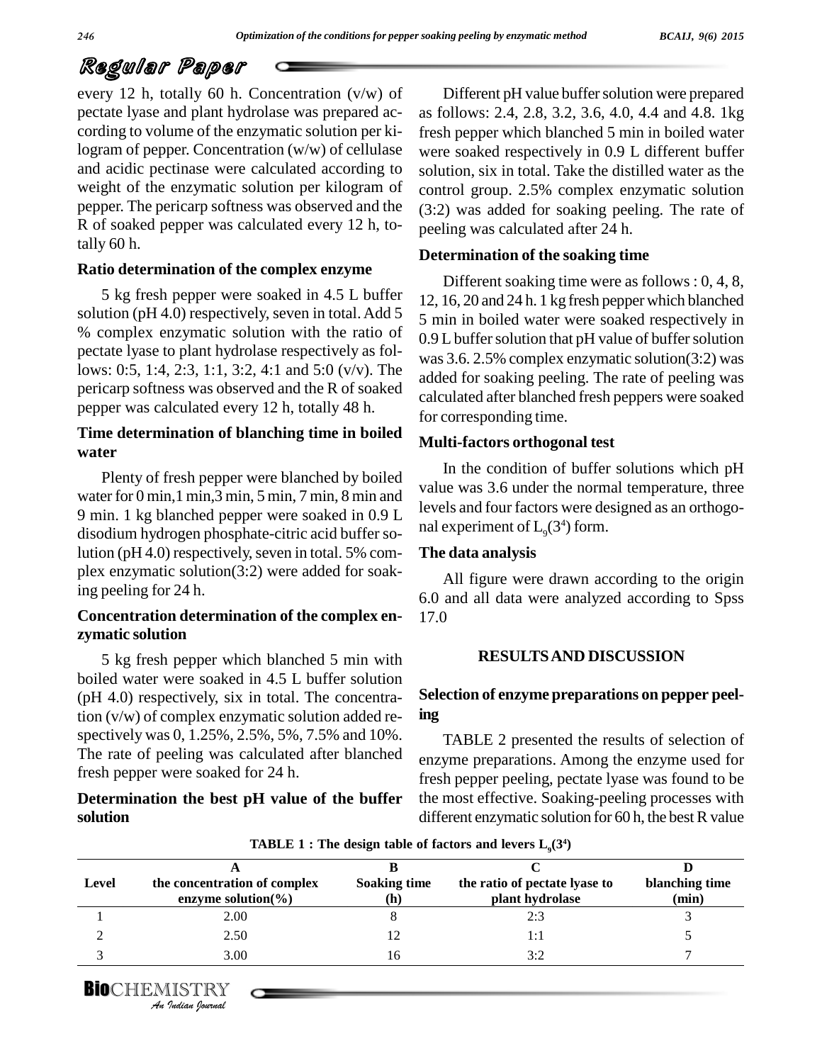every 12 h, totally 60 h. Concentration (v/w) of pectate lyase and plant hydrolase was prepared according to volume of the enzymatic solution per kilogram of pepper. Concentration (w/w) of cellulase and acidic pectinase were calculated according to weight of the enzymatic solution per kilogram of pepper. The pericarp softness was observed and the R of soaked pepper was calculated every 12 h, totally 60 h.

### Ratio determination of the complex enzyme

5 kg fresh pepper were soaked in 4.5 L buffer solution (pH 4.0) respectively, seven in total. Add 5 % complex enzymatic solution with the ratio of pectate lyase to plant hydrolase respectively as follows: 0:5, 1:4, 2:3, 1:1, 3:2, 4:1 and 5:0 (v/v). The pericarp softness was observed and the R of soaked pepper was calculated every 12 h, totally 48 h.

### Time determination of blanching time in boiled water

Plenty of fresh pepper were blanched by boiled water for 0 min,1 min,3 min, 5 min, 7 min, 8 min and 9 min. 1 kg blanched pepper were soaked in 0.9 L disodium hydrogen phosphate-citric acid buffer solution (pH 4.0) respectively, seven in total. 5% complex enzymatic solution(3:2) were added for soaking peeling for 24 h.

### Concentration determination of the complex enzymatic solution

5 kg fresh pepper which blanched 5 min with boiled water were soaked in 4.5 L buffer solution (pH 4.0) respectively, six in total. The concentration (v/w) of complex enzymatic solution added respectively was 0, 1.25%, 2.5%, 5%, 7.5% and 10%. The rate of peeling was calculated after blanched fresh pepper were soaked for 24 h.

### Determination the best pH value of the buffer solution

Different pH value buffer solution were prepared as follows: 2.4, 2.8, 3.2, 3.6, 4.0, 4.4 and 4.8. 1kg fresh pepper which blanched 5 min in boiled water were soaked respectively in 0.9 L different buffer solution, six in total. Take the distilled water as the control group. 2.5% complex enzymatic solution (3:2) was added for soaking peeling. The rate of peeling was calculated after 24 h.

### Determination of the soaking time

Different soaking time were as follows : 0, 4, 8, 12, 16, 20 and 24 h. 1 kg fresh pepper which blanched 5 min in boiled water were soaked respectively in 0.9 L buffer solution that pH value of buffer solution was 3.6. 2.5% complex enzymatic solution(3:2) was added for soaking peeling. The rate of peeling was calculated after blanched fresh peppers were soaked for corresponding time.

### Multi-factors orthogonal test

In the condition of buffer solutions which pH value was 3.6 under the normal temperature, three levels and four factors were designed as an orthogonal experiment of $L_9(3^4)$ form.

### The data analysis

All figure were drawn according to the origin 6.0 and all data were analyzed according to Spss 17.0

## RESULTS AND DISCUSSION

### Selection of enzyme preparations on pepper peeling

TABLE 2 presented the results of selection of enzyme preparations. Among the enzyme used for fresh pepper peeling, pectate lyase was found to be the most effective. Soaking-peeling processes with different enzymatic solution for 60 h, the best R value

**TABLE 1 : The design table of factors and levers $L_9(3^4)$**

| Level | A<br>the concentration of complex enzyme solution(%) | B<br>Soaking time (h) | C<br>the ratio of pectate lyase to plant hydrolase | D<br>blanching time (min) |
|---|---|---|---|---|
| 1 | 2.00 | 8 | 2:3 | 3 |
| 2 | 2.50 | 12 | 1:1 | 5 |
| 3 | 3.00 | 16 | 3:2 | 7 |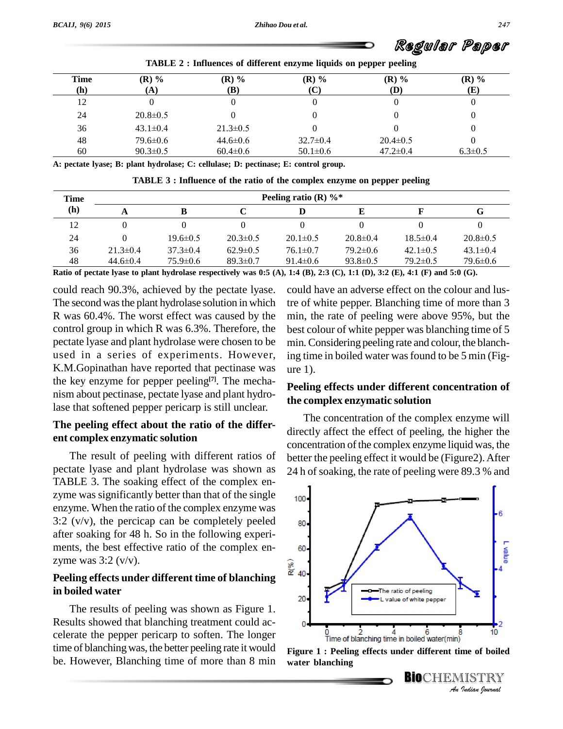TABLE 2 : Influences of different enzyme liquids on pepper peeling

| Time (h) | (R) % (A) | (R) % (B) | (R) % (C) | (R) % (D) | (R) % (E) |
|---|---|---|---|---|---|
| 12 | 0 | 0 | 0 | 0 | 0 |
| 24 | 20.8±0.5 | 0 | 0 | 0 | 0 |
| 36 | 43.1±0.4 | 21.3±0.5 | 0 | 0 | 0 |
| 48 | 79.6±0.6 | 44.6±0.6 | 32.7±0.4 | 20.4±0.5 | 0 |
| 60 | 90.3±0.5 | 60.4±0.6 | 50.1±0.6 | 47.2±0.4 | 6.3±0.5 |

**A: pectate lyase; B: plant hydrolase; C: cellulase; D: pectinase; E: control group.**

TABLE 3 : Influence of the ratio of the complex enzyme on pepper peeling

| Time (h) | Peeling ratio (R) %* | | | | | | |
|---|---|---|---|---|---|---|---|
| | A | B | C | D | E | F | G |
| 12 | 0 | 0 | 0 | 0 | 0 | 0 | 0 |
| 24 | 0 | 19.6±0.5 | 20.3±0.5 | 20.1±0.5 | 20.8±0.4 | 18.5±0.4 | 20.8±0.5 |
| 36 | 21.3±0.4 | 37.3±0.4 | 62.9±0.5 | 76.1±0.7 | 79.2±0.6 | 42.1±0.5 | 43.1±0.4 |
| 48 | 44.6±0.4 | 75.9±0.6 | 89.3±0.7 | 91.4±0.6 | 93.8±0.5 | 79.2±0.5 | 79.6±0.6 |

**Ratio of pectate lyase to plant hydrolase respectively was 0:5 (A), 1:4 (B), 2:3 (C), 1:1 (D), 3:2 (E), 4:1 (F) and 5:0 (G).**

could reach 90.3%, achieved by the pectate lyase. The second was the plant hydrolase solution in which R was 60.4%. The worst effect was caused by the control group in which R was 6.3%. Therefore, the pectate lyase and plant hydrolase were chosen to be used in a series of experiments. However, K.M.Gopinathan have reported that pectinase was the key enzyme for pepper peeling[7]. The mechanism about pectinase, pectate lyase and plant hydrolase that softened pepper pericarp is still unclear.

## The peeling effect about the ratio of the different complex enzymatic solution

The result of peeling with different ratios of pectate lyase and plant hydrolase was shown as TABLE 3. The soaking effect of the complex enzyme was significantly better than that of the single enzyme. When the ratio of the complex enzyme was 3:2 (v/v), the percicap can be completely peeled after soaking for 48 h. So in the following experiments, the best effective ratio of the complex enzyme was 3:2 (v/v).

## Peeling effects under different time of blanching in boiled water

The results of peeling was shown as Figure 1. Results showed that blanching treatment could accelerate the pepper pericarp to soften. The longer time of blanching was, the better peeling rate it would be. However, Blanching time of more than 8 min could have an adverse effect on the colour and lustre of white pepper. Blanching time of more than 3 min, the rate of peeling were above 95%, but the best colour of white pepper was blanching time of 5 min. Considering peeling rate and colour, the blanching time in boiled water was found to be 5 min (Figure 1).

## Peeling effects under different concentration of the complex enzymatic solution

The concentration of the complex enzyme will directly affect the effect of peeling, the higher the concentration of the complex enzyme liquid was, the better the peeling effect it would be (Figure2). After 24 h of soaking, the rate of peeling were 89.3 % and

**Figure 1 : Peeling effects under different time of boiled water blanching**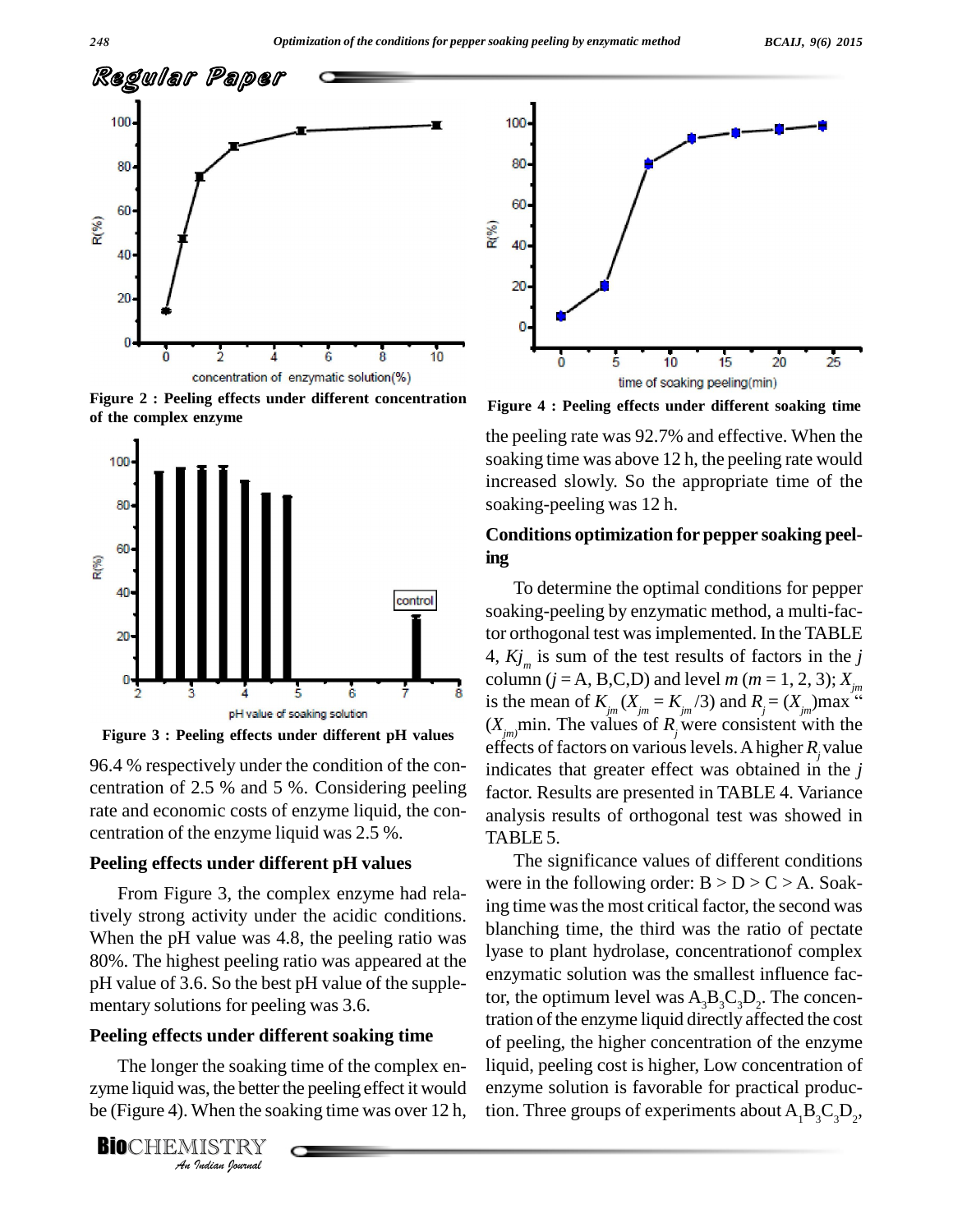Figure 2 : Peeling effects under different concentration of the complex enzyme

Figure 3 : Peeling effects under different pH values

96.4 % respectively under the condition of the concentration of 2.5 % and 5 %. Considering peeling rate and economic costs of enzyme liquid, the concentration of the enzyme liquid was 2.5 %.

## Peeling effects under different pH values

From Figure 3, the complex enzyme had relatively strong activity under the acidic conditions. When the pH value was 4.8, the peeling ratio was 80%. The highest peeling ratio was appeared at the pH value of 3.6. So the best pH value of the supplementary solutions for peeling was 3.6.

## Peeling effects under different soaking time

The longer the soaking time of the complex enzyme liquid was, the better the peeling effect it would be (Figure 4). When the soaking time was over 12 h, the peeling rate was 92.7% and effective. When the soaking time was above 12 h, the peeling rate would increased slowly. So the appropriate time of the soaking-peeling was 12 h.

Figure 4 : Peeling effects under different soaking time

## Conditions optimization for pepper soaking peeling

To determine the optimal conditions for pepper soaking-peeling by enzymatic method, a multi-factor orthogonal test was implemented. In the TABLE 4, $Kj_m$ is sum of the test results of factors in the $j$ column ($j$ = A, B,C,D) and level $m$ ($m$ = 1, 2, 3); $X_{jm}$ is the mean of $K_{jm}$ ($X_{jm} = K_{jm}/3$) and $R_j = (X_{jm})$max " $(X_{jm})$min. The values of $R_j$ were consistent with the effects of factors on various levels. A higher $R_j$ value indicates that greater effect was obtained in the $j$ factor. Results are presented in TABLE 4. Variance analysis results of orthogonal test was showed in TABLE 5.

The significance values of different conditions were in the following order: B > D > C > A. Soaking time was the most critical factor, the second was blanching time, the third was the ratio of pectate lyase to plant hydrolase, concentrationof complex enzymatic solution was the smallest influence factor, the optimum level was $A_3B_3C_3D_2$. The concentration of the enzyme liquid directly affected the cost of peeling, the higher concentration of the enzyme liquid, peeling cost is higher, Low concentration of enzyme solution is favorable for practical production. Three groups of experiments about $A_1B_3C_3D_2$,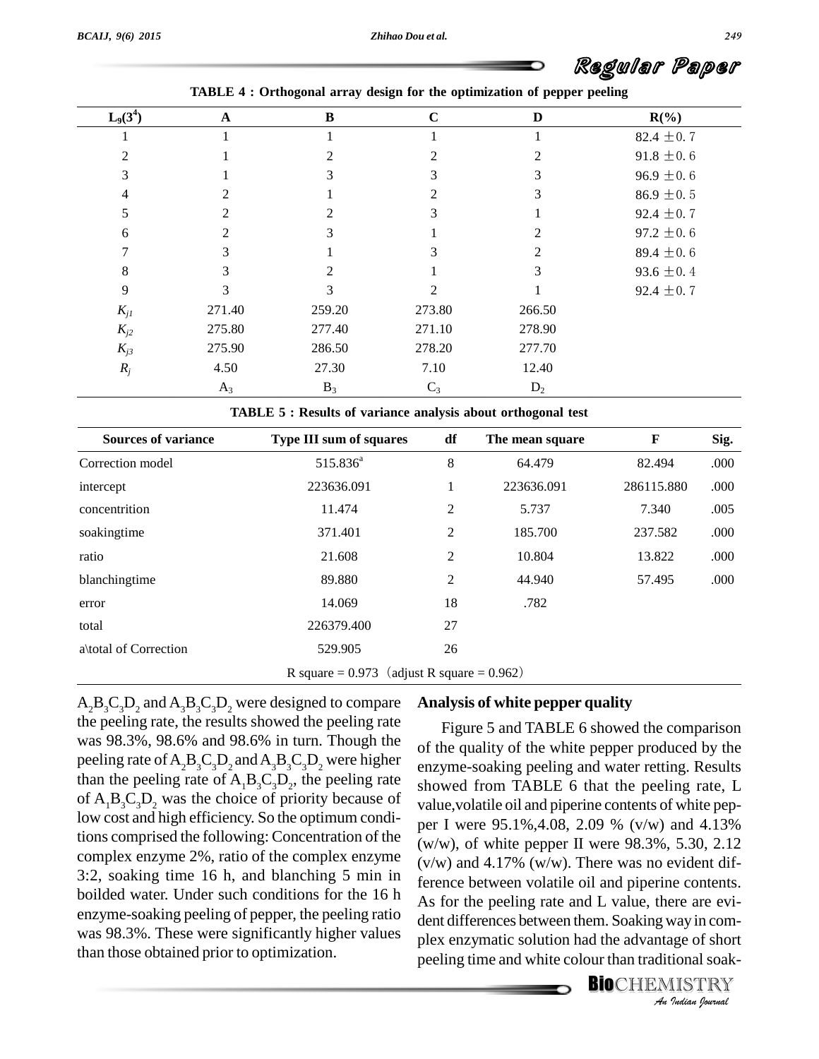**TABLE 4 : Orthogonal array design for the optimization of pepper peeling**

| $L_9(3^4)$ | A | B | C | D | R(%) |
|---|---|---|---|---|---|
| 1 | 1 | 1 | 1 | 1 | 82.4 ±0.7 |
| 2 | 1 | 2 | 2 | 2 | 91.8 ±0.6 |
| 3 | 1 | 3 | 3 | 3 | 96.9 ±0.6 |
| 4 | 2 | 1 | 2 | 3 | 86.9 ±0.5 |
| 5 | 2 | 2 | 3 | 1 | 92.4 ±0.7 |
| 6 | 2 | 3 | 1 | 2 | 97.2 ±0.6 |
| 7 | 3 | 1 | 3 | 2 | 89.4 ±0.6 |
| 8 | 3 | 2 | 1 | 3 | 93.6 ±0.4 |
| 9 | 3 | 3 | 2 | 1 | 92.4 ±0.7 |
| $K_{j1}$ | 271.40 | 259.20 | 273.80 | 266.50 | |
| $K_{j2}$ | 275.80 | 277.40 | 271.10 | 278.90 | |
| $K_{j3}$ | 275.90 | 286.50 | 278.20 | 277.70 | |
| $R_j$ | 4.50 | 27.30 | 7.10 | 12.40 | |
| | $A_3$ | $B_3$ | $C_3$ | $D_2$ | |

**TABLE 5 : Results of variance analysis about orthogonal test**

| Sources of variance | Type III sum of squares | df | The mean square | F | Sig. |
|---|---|---|---|---|---|
| Correction model | 515.836[a] | 8 | 64.479 | 82.494 | .000 |
| intercept | 223636.091 | 1 | 223636.091 | 286115.880 | .000 |
| concentrition | 11.474 | 2 | 5.737 | 7.340 | .005 |
| soakingtime | 371.401 | 2 | 185.700 | 237.582 | .000 |
| ratio | 21.608 | 2 | 10.804 | 13.822 | .000 |
| blanchingtime | 89.880 | 2 | 44.940 | 57.495 | .000 |
| error | 14.069 | 18 | .782 | | |
| total | 226379.400 | 27 | | | |
| a\total of Correction | 529.905 | 26 | | | |

R square = 0.973 （adjust R square = 0.962）

$A_2B_3C_3D_2$ and $A_3B_3C_3D_2$ were designed to compare the peeling rate, the results showed the peeling rate was 98.3%, 98.6% and 98.6% in turn. Though the peeling rate of $A_2B_3C_3D_2$ and $A_3B_3C_3D_2$ were higher than the peeling rate of $A_1B_3C_3D_2$, the peeling rate of $A_1B_3C_3D_2$ was the choice of priority because of low cost and high efficiency. So the optimum conditions comprised the following: Concentration of the complex enzyme 2%, ratio of the complex enzyme 3:2, soaking time 16 h, and blanching 5 min in boilded water. Under such conditions for the 16 h enzyme-soaking peeling of pepper, the peeling ratio was 98.3%. These were significantly higher values than those obtained prior to optimization.

## Analysis of white pepper quality

Figure 5 and TABLE 6 showed the comparison of the quality of the white pepper produced by the enzyme-soaking peeling and water retting. Results showed from TABLE 6 that the peeling rate, L value,volatile oil and piperine contents of white pepper I were 95.1%,4.08, 2.09 % (v/w) and 4.13% (w/w), of white pepper II were 98.3%, 5.30, 2.12 (v/w) and 4.17% (w/w). There was no evident difference between volatile oil and piperine contents. As for the peeling rate and L value, there are evident differences between them. Soaking way in complex enzymatic solution had the advantage of short peeling time and white colour than traditional soak-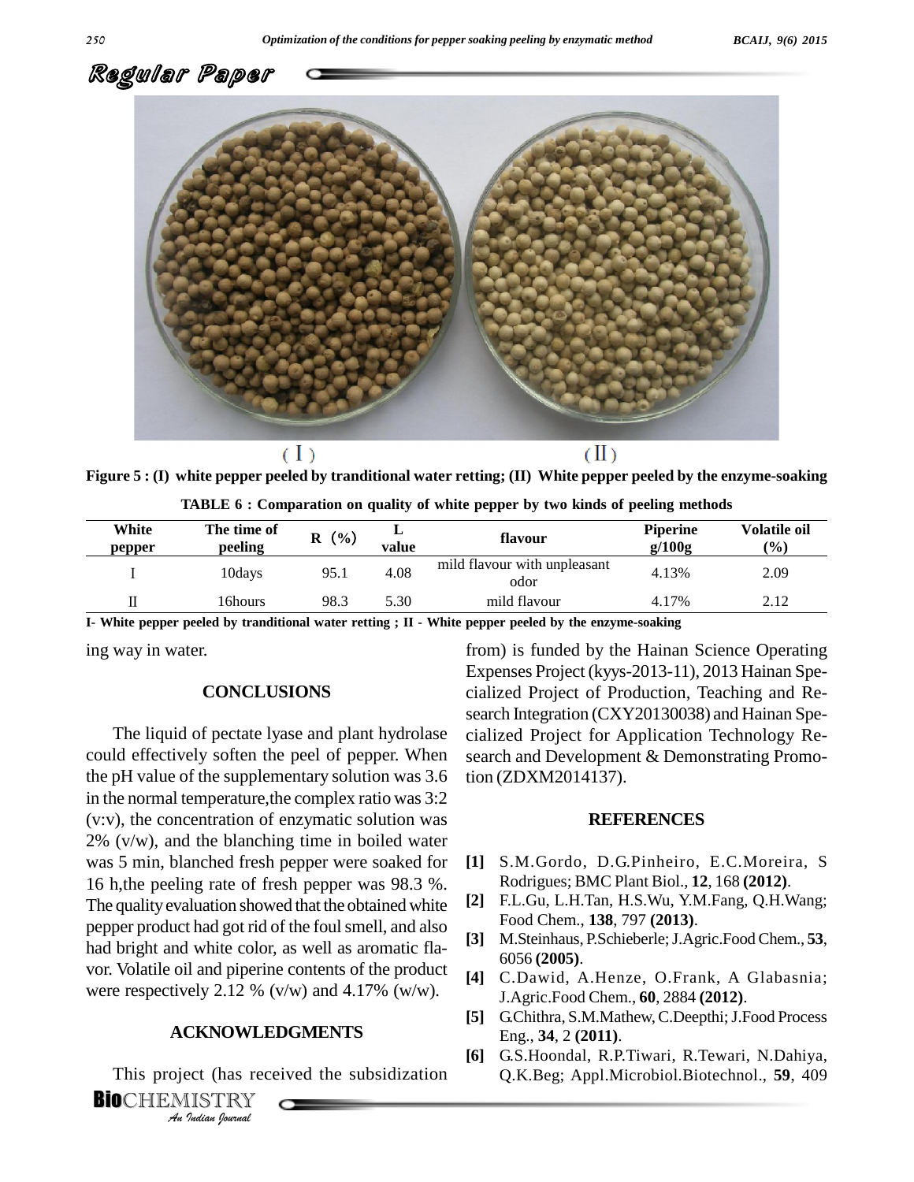(I) (II)

**Figure 5 : (I) white pepper peeled by tranditional water retting; (II) White pepper peeled by the enzyme-soaking**

**TABLE 6 : Comparation on quality of white pepper by two kinds of peeling methods**

| White pepper | The time of peeling | R (%) | L value | flavour | Piperine g/100g | Volatile oil (%) |
|---|---|---|---|---|---|---|
| I | 10days | 95.1 | 4.08 | mild flavour with unpleasant odor | 4.13% | 2.09 |
| II | 16hours | 98.3 | 5.30 | mild flavour | 4.17% | 2.12 |

**I- White pepper peeled by tranditional water retting ; II - White pepper peeled by the enzyme-soaking**

ing way in water.

## CONCLUSIONS

The liquid of pectate lyase and plant hydrolase could effectively soften the peel of pepper. When the pH value of the supplementary solution was 3.6 in the normal temperature,the complex ratio was 3:2 (v:v), the concentration of enzymatic solution was 2% (v/w), and the blanching time in boiled water was 5 min, blanched fresh pepper were soaked for 16 h,the peeling rate of fresh pepper was 98.3 %. The quality evaluation showed that the obtained white pepper product had got rid of the foul smell, and also had bright and white color, as well as aromatic flavor. Volatile oil and piperine contents of the product were respectively 2.12 % (v/w) and 4.17% (w/w).

## ACKNOWLEDGMENTS

This project (has received the subsidization from) is funded by the Hainan Science Operating Expenses Project (kyys-2013-11), 2013 Hainan Specialized Project of Production, Teaching and Research Integration (CXY20130038) and Hainan Specialized Project for Application Technology Research and Development & Demonstrating Promotion (ZDXM2014137).

## REFERENCES

**[1]** S.M.Gordo, D.G.Pinheiro, E.C.Moreira, S Rodrigues; BMC Plant Biol., **12**, 168 **(2012)**.

**[2]** F.L.Gu, L.H.Tan, H.S.Wu, Y.M.Fang, Q.H.Wang; Food Chem., **138**, 797 **(2013)**.

**[3]** M.Steinhaus, P.Schieberle; J.Agric.Food Chem., **53**, 6056 **(2005)**.

**[4]** C.Dawid, A.Henze, O.Frank, A Glabasnia; J.Agric.Food Chem., **60**, 2884 **(2012)**.

**[5]** G.Chithra, S.M.Mathew, C.Deepthi; J.Food Process Eng., **34**, 2 **(2011)**.

**[6]** G.S.Hoondal, R.P.Tiwari, R.Tewari, N.Dahiya, Q.K.Beg; Appl.Microbiol.Biotechnol., **59**, 409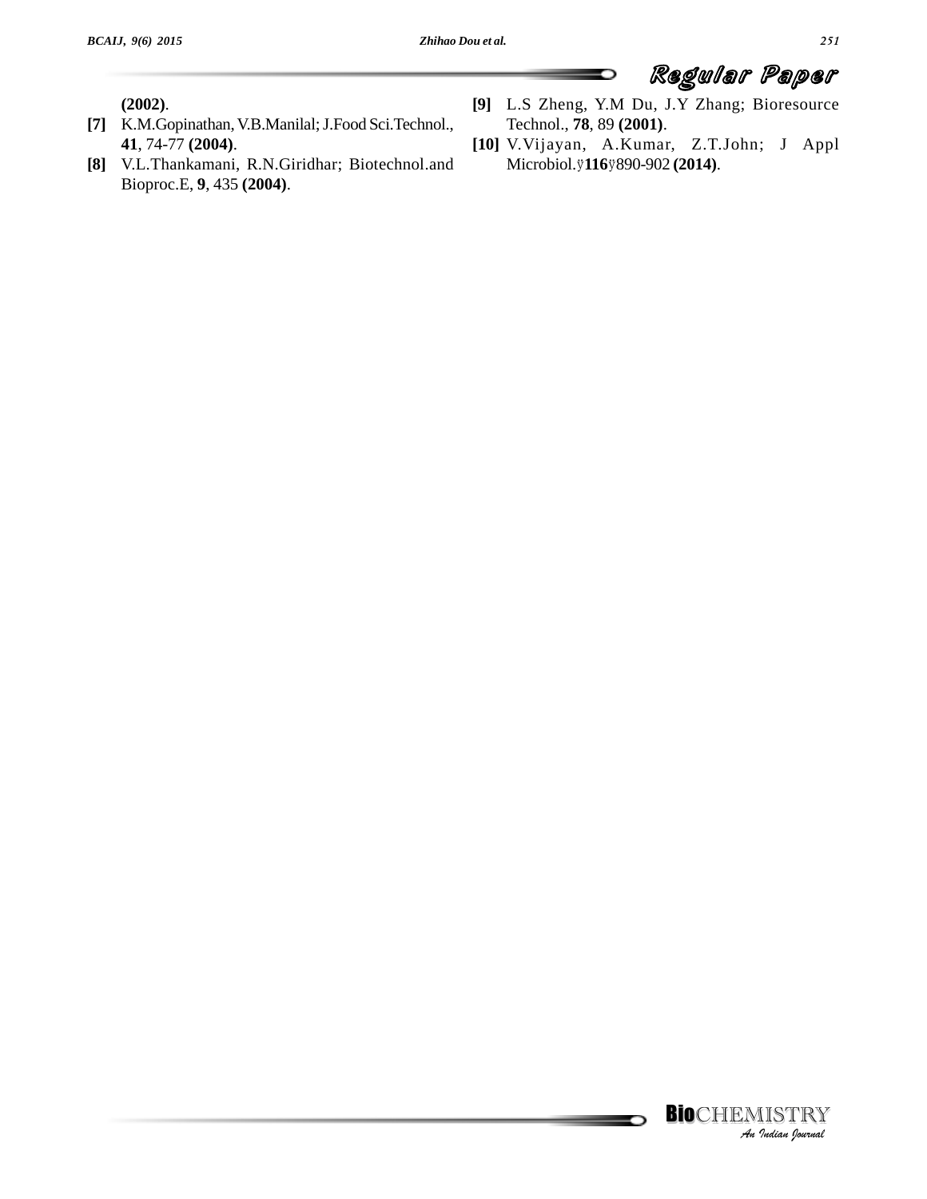(2002).

[7] K.M.Gopinathan, V.B.Manilal; J.Food Sci.Technol., **41**, 74-77 **(2004)**.

[8] V.L.Thankamani, R.N.Giridhar; Biotechnol.and Bioproc.E, **9**, 435 **(2004)**.

[9] L.S Zheng, Y.M Du, J.Y Zhang; Bioresource Technol., **78**, 89 **(2001)**.

[10] V.Vijayan, A.Kumar, Z.T.John; J Appl Microbiol.ÿ**116**ÿ890-902 **(2014)**.